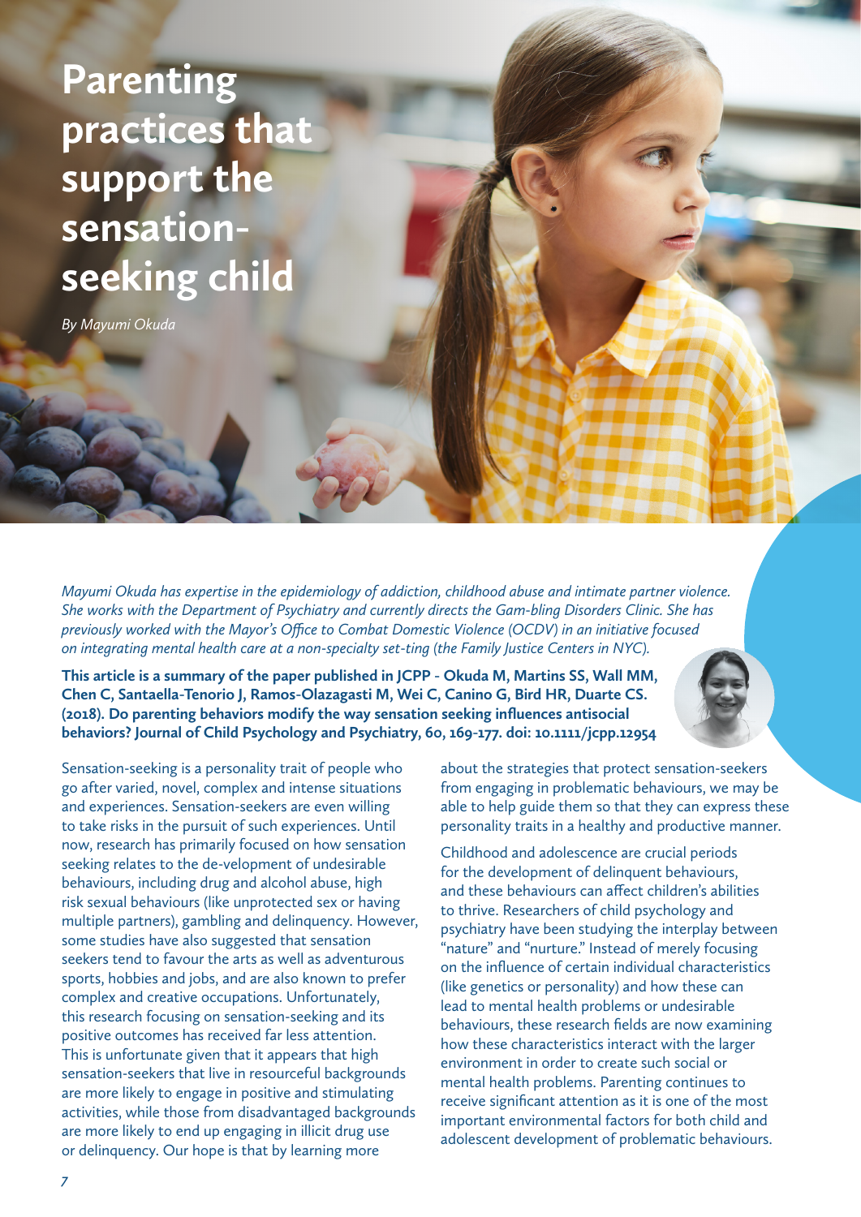# Parenting practices that support the sensation-seeking child

*By Mayumi Okuda*

*Mayumi Okuda has expertise in the epidemiology of addiction, childhood abuse and intimate partner violence. She works with the Department of Psychiatry and currently directs the Gam-bling Disorders Clinic. She has previously worked with the Mayor's Office to Combat Domestic Violence (OCDV) in an initiative focused on integrating mental health care at a non-specialty set-ting (the Family Justice Centers in NYC).*

**This article is a summary of the paper published in JCPP - Okuda M, Martins SS, Wall MM, Chen C, Santaella-Tenorio J, Ramos-Olazagasti M, Wei C, Canino G, Bird HR, Duarte CS. (2018). Do parenting behaviors modify the way sensation seeking influences antisocial behaviors? Journal of Child Psychology and Psychiatry, 60, 169-177. doi: 10.1111/jcpp.12954**

Sensation-seeking is a personality trait of people who go after varied, novel, complex and intense situations and experiences. Sensation-seekers are even willing to take risks in the pursuit of such experiences. Until now, research has primarily focused on how sensation seeking relates to the de-velopment of undesirable behaviours, including drug and alcohol abuse, high risk sexual behaviours (like unprotected sex or having multiple partners), gambling and delinquency. However, some studies have also suggested that sensation seekers tend to favour the arts as well as adventurous sports, hobbies and jobs, and are also known to prefer complex and creative occupations. Unfortunately, this research focusing on sensation-seeking and its positive outcomes has received far less attention. This is unfortunate given that it appears that high sensation-seekers that live in resourceful backgrounds are more likely to engage in positive and stimulating activities, while those from disadvantaged backgrounds are more likely to end up engaging in illicit drug use or delinquency. Our hope is that by learning more about the strategies that protect sensation-seekers from engaging in problematic behaviours, we may be able to help guide them so that they can express these personality traits in a healthy and productive manner.

Childhood and adolescence are crucial periods for the development of delinquent behaviours, and these behaviours can affect children's abilities to thrive. Researchers of child psychology and psychiatry have been studying the interplay between "nature" and "nurture." Instead of merely focusing on the influence of certain individual characteristics (like genetics or personality) and how these can lead to mental health problems or undesirable behaviours, these research fields are now examining how these characteristics interact with the larger environment in order to create such social or mental health problems. Parenting continues to receive significant attention as it is one of the most important environmental factors for both child and adolescent development of problematic behaviours.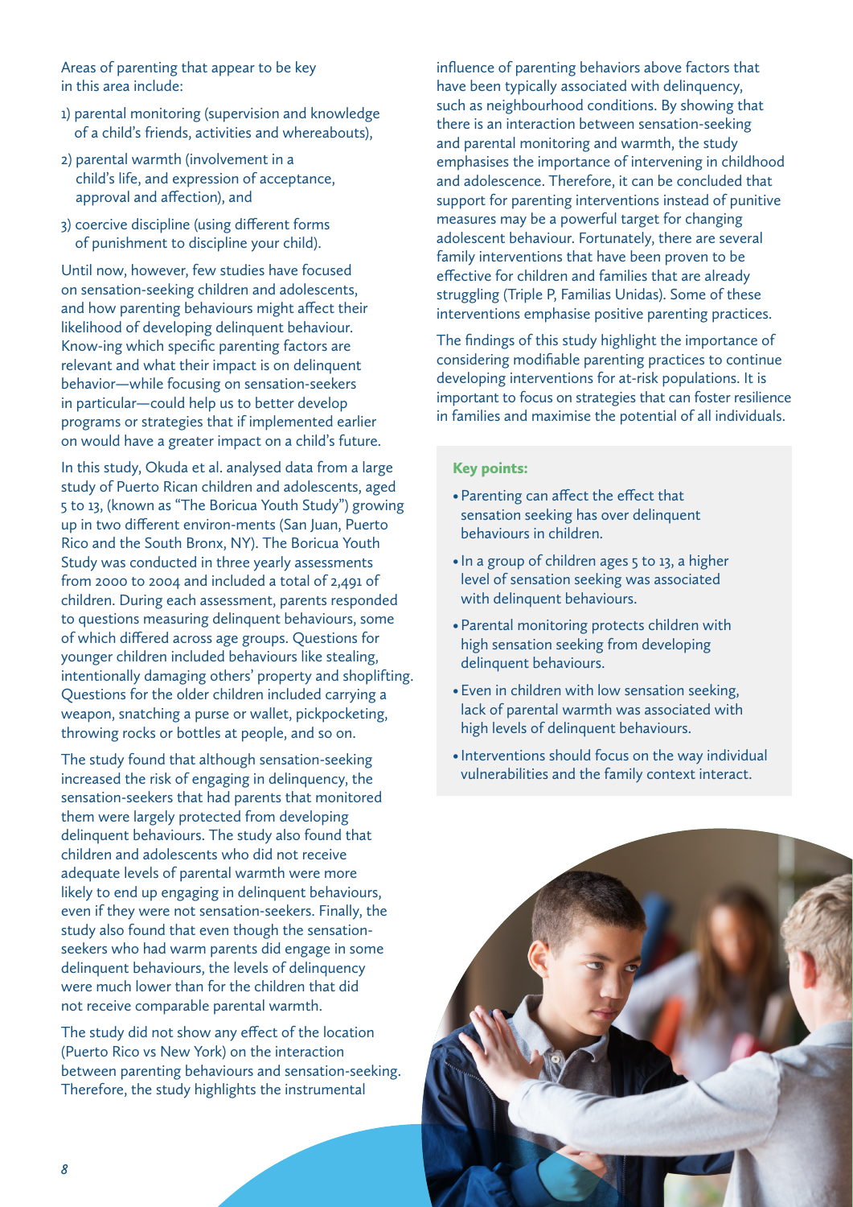Areas of parenting that appear to be key in this area include:

1) parental monitoring (supervision and knowledge of a child's friends, activities and whereabouts),
2) parental warmth (involvement in a child's life, and expression of acceptance, approval and affection), and
3) coercive discipline (using different forms of punishment to discipline your child).

Until now, however, few studies have focused on sensation-seeking children and adolescents, and how parenting behaviours might affect their likelihood of developing delinquent behaviour. Know-ing which specific parenting factors are relevant and what their impact is on delinquent behavior—while focusing on sensation-seekers in particular—could help us to better develop programs or strategies that if implemented earlier on would have a greater impact on a child's future.

In this study, Okuda et al. analysed data from a large study of Puerto Rican children and adolescents, aged 5 to 13, (known as "The Boricua Youth Study") growing up in two different environ-ments (San Juan, Puerto Rico and the South Bronx, NY). The Boricua Youth Study was conducted in three yearly assessments from 2000 to 2004 and included a total of 2,491 of children. During each assessment, parents responded to questions measuring delinquent behaviours, some of which differed across age groups. Questions for younger children included behaviours like stealing, intentionally damaging others' property and shoplifting. Questions for the older children included carrying a weapon, snatching a purse or wallet, pickpocketing, throwing rocks or bottles at people, and so on.

The study found that although sensation-seeking increased the risk of engaging in delinquency, the sensation-seekers that had parents that monitored them were largely protected from developing delinquent behaviours. The study also found that children and adolescents who did not receive adequate levels of parental warmth were more likely to end up engaging in delinquent behaviours, even if they were not sensation-seekers. Finally, the study also found that even though the sensation-seekers who had warm parents did engage in some delinquent behaviours, the levels of delinquency were much lower than for the children that did not receive comparable parental warmth.

The study did not show any effect of the location (Puerto Rico vs New York) on the interaction between parenting behaviours and sensation-seeking. Therefore, the study highlights the instrumental influence of parenting behaviors above factors that have been typically associated with delinquency, such as neighbourhood conditions. By showing that there is an interaction between sensation-seeking and parental monitoring and warmth, the study emphasises the importance of intervening in childhood and adolescence. Therefore, it can be concluded that support for parenting interventions instead of punitive measures may be a powerful target for changing adolescent behaviour. Fortunately, there are several family interventions that have been proven to be effective for children and families that are already struggling (Triple P, Familias Unidas). Some of these interventions emphasise positive parenting practices.

The findings of this study highlight the importance of considering modifiable parenting practices to continue developing interventions for at-risk populations. It is important to focus on strategies that can foster resilience in families and maximise the potential of all individuals.

**Key points:**

- Parenting can affect the effect that sensation seeking has over delinquent behaviours in children.
- In a group of children ages 5 to 13, a higher level of sensation seeking was associated with delinquent behaviours.
- Parental monitoring protects children with high sensation seeking from developing delinquent behaviours.
- Even in children with low sensation seeking, lack of parental warmth was associated with high levels of delinquent behaviours.
- Interventions should focus on the way individual vulnerabilities and the family context interact.